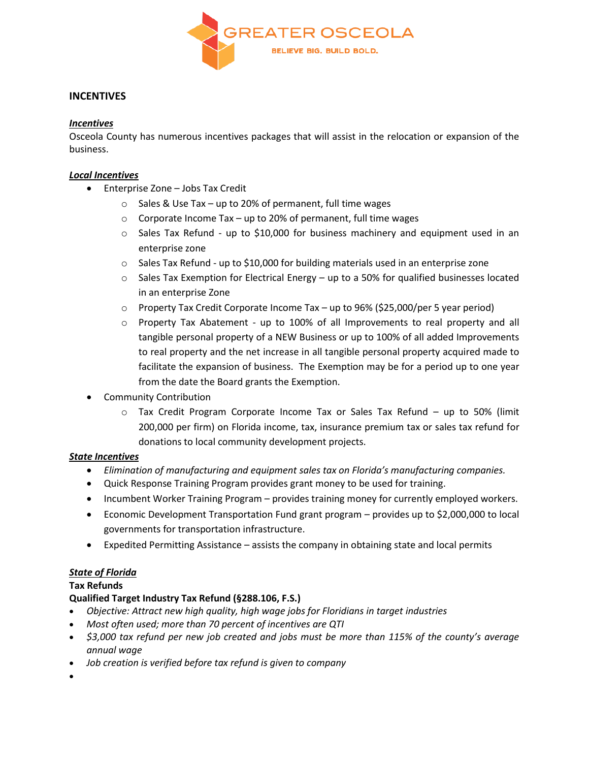GREATER OSCEOLA

BELIEVE BIG. BUILD BOLD.

# INCENTIVES

***Incentives***

Osceola County has numerous incentives packages that will assist in the relocation or expansion of the business.

***Local Incentives***

- Enterprise Zone – Jobs Tax Credit
  - Sales & Use Tax – up to 20% of permanent, full time wages
  - Corporate Income Tax – up to 20% of permanent, full time wages
  - Sales Tax Refund - up to $10,000 for business machinery and equipment used in an enterprise zone
  - Sales Tax Refund - up to $10,000 for building materials used in an enterprise zone
  - Sales Tax Exemption for Electrical Energy – up to a 50% for qualified businesses located in an enterprise Zone
  - Property Tax Credit Corporate Income Tax – up to 96% ($25,000/per 5 year period)
  - Property Tax Abatement - up to 100% of all Improvements to real property and all tangible personal property of a NEW Business or up to 100% of all added Improvements to real property and the net increase in all tangible personal property acquired made to facilitate the expansion of business. The Exemption may be for a period up to one year from the date the Board grants the Exemption.
- Community Contribution
  - Tax Credit Program Corporate Income Tax or Sales Tax Refund – up to 50% (limit 200,000 per firm) on Florida income, tax, insurance premium tax or sales tax refund for donations to local community development projects.

***State Incentives***

- *Elimination of manufacturing and equipment sales tax on Florida's manufacturing companies.*
- Quick Response Training Program provides grant money to be used for training.
- Incumbent Worker Training Program – provides training money for currently employed workers.
- Economic Development Transportation Fund grant program – provides up to $2,000,000 to local governments for transportation infrastructure.
- Expedited Permitting Assistance – assists the company in obtaining state and local permits

***State of Florida***

**Tax Refunds**

**Qualified Target Industry Tax Refund (§288.106, F.S.)**

- *Objective: Attract new high quality, high wage jobs for Floridians in target industries*
- *Most often used; more than 70 percent of incentives are QTI*
- *$3,000 tax refund per new job created and jobs must be more than 115% of the county's average annual wage*
- *Job creation is verified before tax refund is given to company*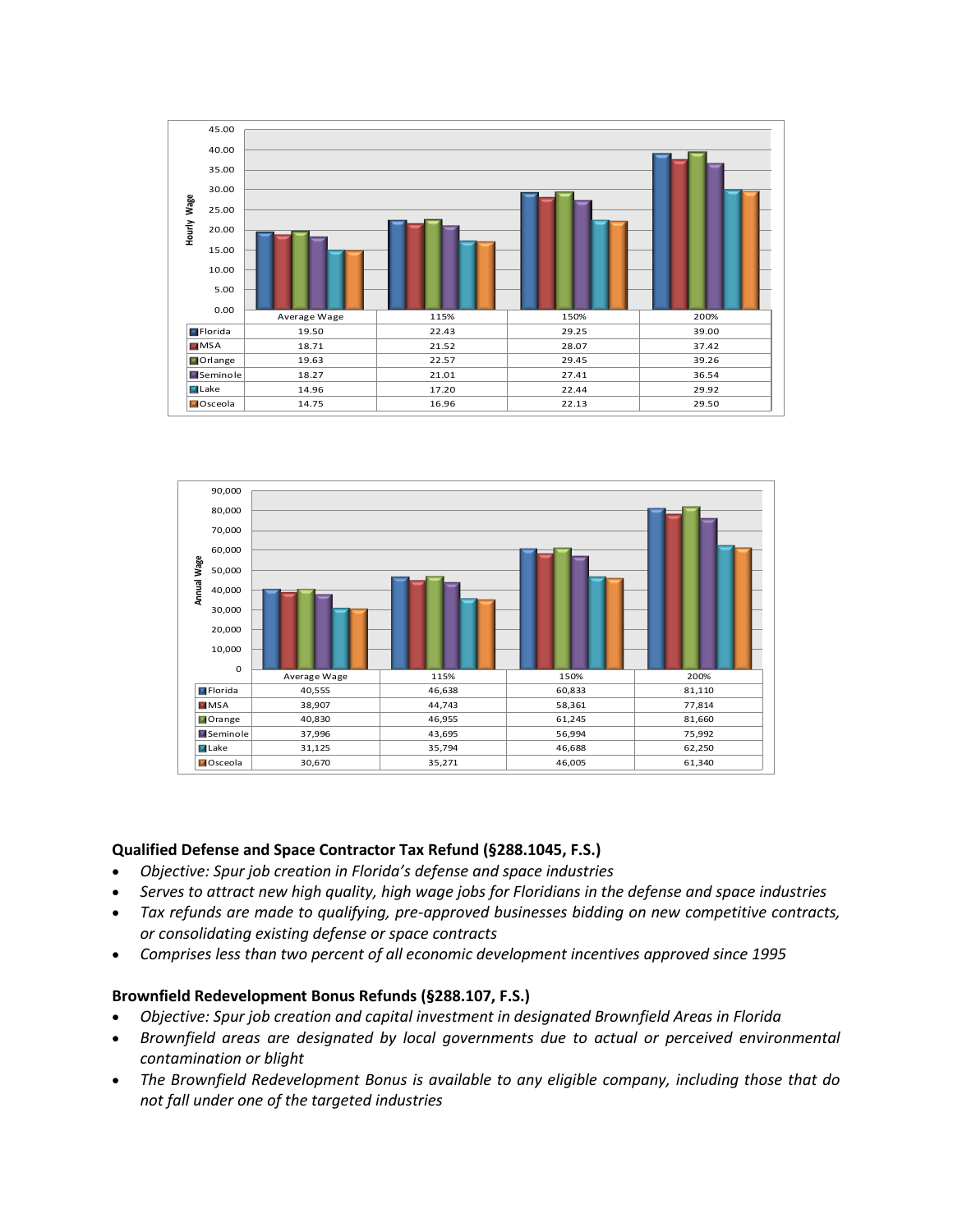| | Average Wage | 115% | 150% | 200% |
|---|---|---|---|---|
| Florida | 19.50 | 22.43 | 29.25 | 39.00 |
| MSA | 18.71 | 21.52 | 28.07 | 37.42 |
| Orlange | 19.63 | 22.57 | 29.45 | 39.26 |
| Seminole | 18.27 | 21.01 | 27.41 | 36.54 |
| Lake | 14.96 | 17.20 | 22.44 | 29.92 |
| Osceola | 14.75 | 16.96 | 22.13 | 29.50 |

| | Average Wage | 115% | 150% | 200% |
|---|---|---|---|---|
| Florida | 40,555 | 46,638 | 60,833 | 81,110 |
| MSA | 38,907 | 44,743 | 58,361 | 77,814 |
| Orange | 40,830 | 46,955 | 61,245 | 81,660 |
| Seminole | 37,996 | 43,695 | 56,994 | 75,992 |
| Lake | 31,125 | 35,794 | 46,688 | 62,250 |
| Osceola | 30,670 | 35,271 | 46,005 | 61,340 |

**Qualified Defense and Space Contractor Tax Refund (§288.1045, F.S.)**

- *Objective: Spur job creation in Florida's defense and space industries*
- *Serves to attract new high quality, high wage jobs for Floridians in the defense and space industries*
- *Tax refunds are made to qualifying, pre-approved businesses bidding on new competitive contracts, or consolidating existing defense or space contracts*
- *Comprises less than two percent of all economic development incentives approved since 1995*

**Brownfield Redevelopment Bonus Refunds (§288.107, F.S.)**

- *Objective: Spur job creation and capital investment in designated Brownfield Areas in Florida*
- *Brownfield areas are designated by local governments due to actual or perceived environmental contamination or blight*
- *The Brownfield Redevelopment Bonus is available to any eligible company, including those that do not fall under one of the targeted industries*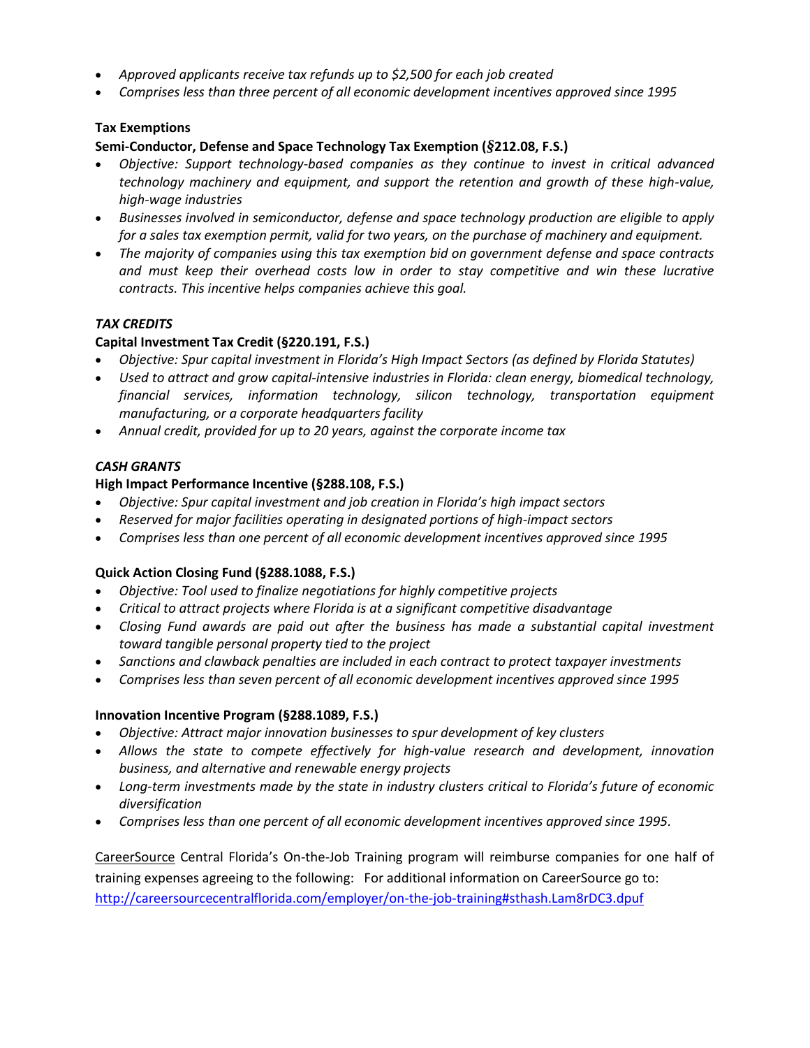- *Approved applicants receive tax refunds up to $2,500 for each job created*
- *Comprises less than three percent of all economic development incentives approved since 1995*

**Tax Exemptions**

**Semi-Conductor, Defense and Space Technology Tax Exemption (*§*212.08, F.S.)**

- *Objective: Support technology-based companies as they continue to invest in critical advanced technology machinery and equipment, and support the retention and growth of these high-value, high-wage industries*
- *Businesses involved in semiconductor, defense and space technology production are eligible to apply for a sales tax exemption permit, valid for two years, on the purchase of machinery and equipment.*
- *The majority of companies using this tax exemption bid on government defense and space contracts and must keep their overhead costs low in order to stay competitive and win these lucrative contracts. This incentive helps companies achieve this goal.*

***TAX CREDITS***

**Capital Investment Tax Credit (§220.191, F.S.)**

- *Objective: Spur capital investment in Florida's High Impact Sectors (as defined by Florida Statutes)*
- *Used to attract and grow capital-intensive industries in Florida: clean energy, biomedical technology, financial services, information technology, silicon technology, transportation equipment manufacturing, or a corporate headquarters facility*
- *Annual credit, provided for up to 20 years, against the corporate income tax*

***CASH GRANTS***

**High Impact Performance Incentive (§288.108, F.S.)**

- *Objective: Spur capital investment and job creation in Florida's high impact sectors*
- *Reserved for major facilities operating in designated portions of high-impact sectors*
- *Comprises less than one percent of all economic development incentives approved since 1995*

**Quick Action Closing Fund (§288.1088, F.S.)**

- *Objective: Tool used to finalize negotiations for highly competitive projects*
- *Critical to attract projects where Florida is at a significant competitive disadvantage*
- *Closing Fund awards are paid out after the business has made a substantial capital investment toward tangible personal property tied to the project*
- *Sanctions and clawback penalties are included in each contract to protect taxpayer investments*
- *Comprises less than seven percent of all economic development incentives approved since 1995*

**Innovation Incentive Program (§288.1089, F.S.)**

- *Objective: Attract major innovation businesses to spur development of key clusters*
- *Allows the state to compete effectively for high-value research and development, innovation business, and alternative and renewable energy projects*
- *Long-term investments made by the state in industry clusters critical to Florida's future of economic diversification*
- *Comprises less than one percent of all economic development incentives approved since 1995.*

CareerSource Central Florida's On-the-Job Training program will reimburse companies for one half of training expenses agreeing to the following: For additional information on CareerSource go to: http://careersourcecentralflorida.com/employer/on-the-job-training#sthash.Lam8rDC3.dpuf